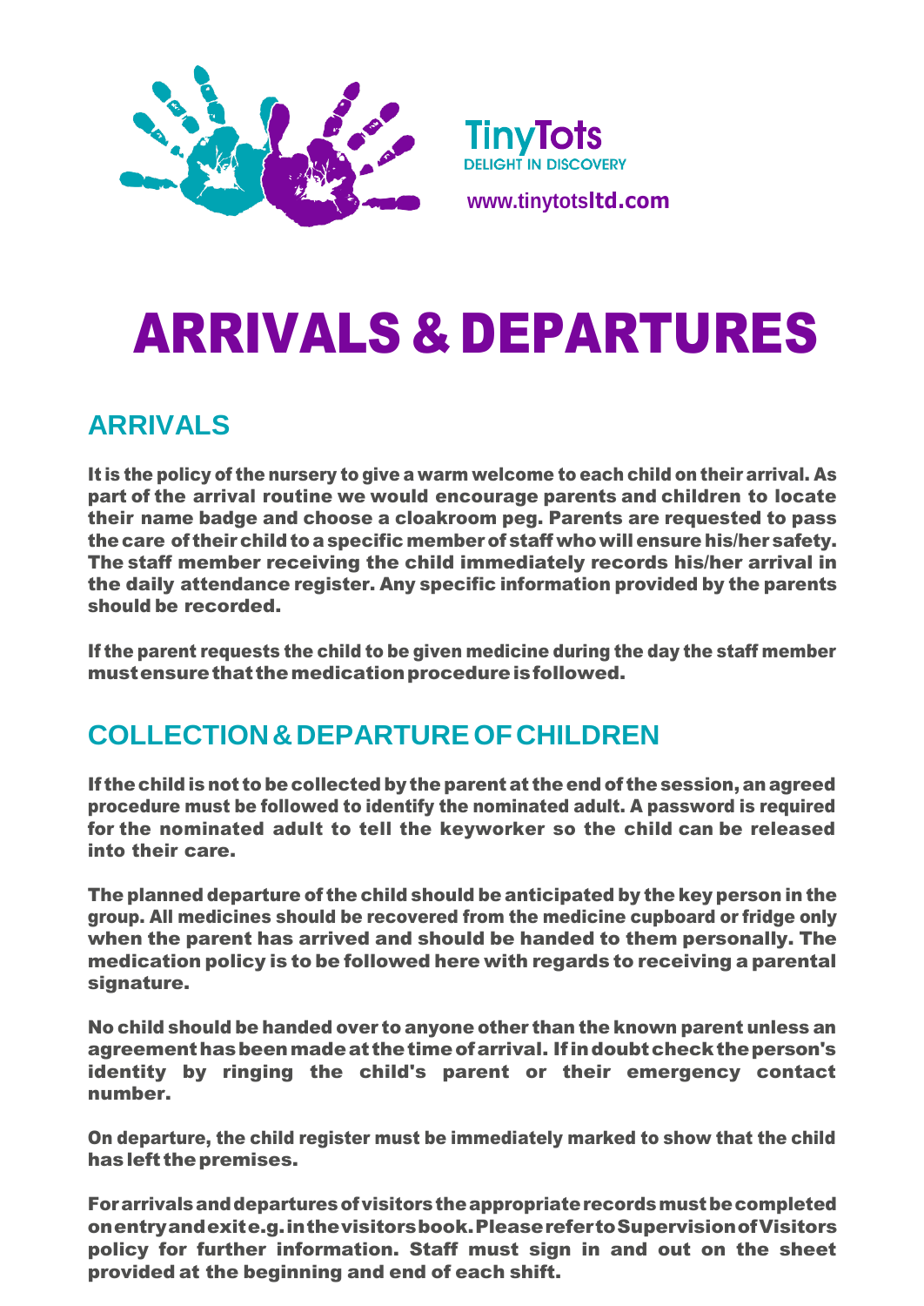TinyTots
DELIGHT IN DISCOVERY

www.tinytotsltd.com

# ARRIVALS & DEPARTURES

## ARRIVALS

**It is the policy of the nursery to give a warm welcome to each child on their arrival. As part of the arrival routine we would encourage parents and children to locate their name badge and choose a cloakroom peg. Parents are requested to pass the care of their child to a specific member of staff who will ensure his/her safety. The staff member receiving the child immediately records his/her arrival in the daily attendance register. Any specific information provided by the parents should be recorded.**

**If the parent requests the child to be given medicine during the day the staff member must ensure that the medication procedure is followed.**

## COLLECTION & DEPARTURE OF CHILDREN

**If the child is not to be collected by the parent at the end of the session, an agreed procedure must be followed to identify the nominated adult. A password is required for the nominated adult to tell the keyworker so the child can be released into their care.**

**The planned departure of the child should be anticipated by the key person in the group. All medicines should be recovered from the medicine cupboard or fridge only when the parent has arrived and should be handed to them personally. The medication policy is to be followed here with regards to receiving a parental signature.**

**No child should be handed over to anyone other than the known parent unless an agreement has been made at the time of arrival. If in doubt check the person's identity by ringing the child's parent or their emergency contact number.**

**On departure, the child register must be immediately marked to show that the child has left the premises.**

**For arrivals and departures of visitors the appropriate records must be completed on entry and exit e.g. in the visitors book. Please refer to Supervision of Visitors policy for further information. Staff must sign in and out on the sheet provided at the beginning and end of each shift.**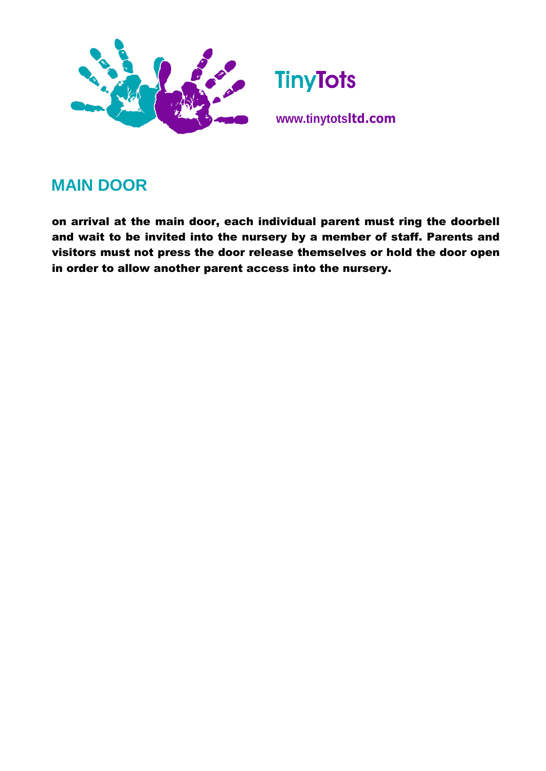**TinyTots**

**www.tinytotsltd.com**

## MAIN DOOR

**on arrival at the main door, each individual parent must ring the doorbell and wait to be invited into the nursery by a member of staff. Parents and visitors must not press the door release themselves or hold the door open in order to allow another parent access into the nursery.**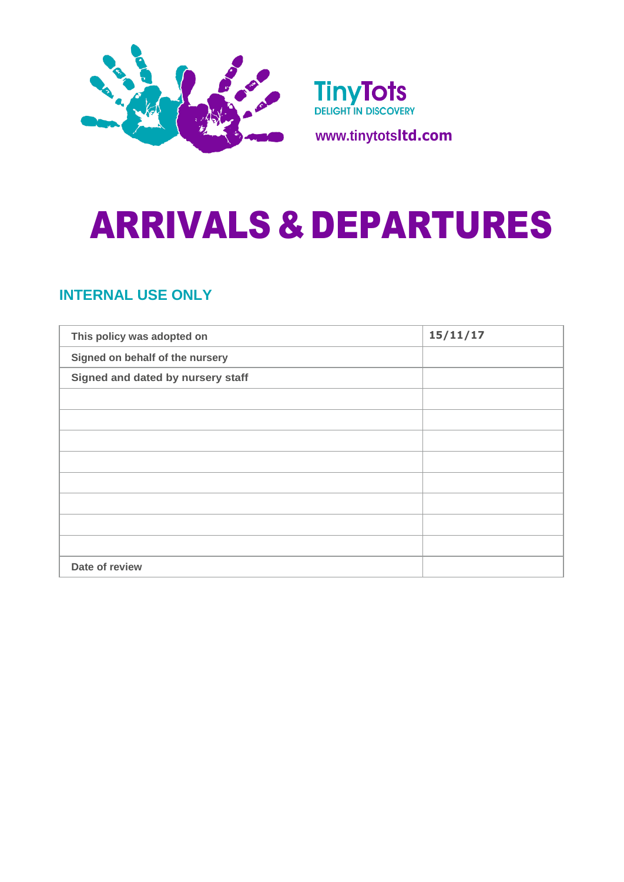TinyTots
DELIGHT IN DISCOVERY

www.tinytotsltd.com

# ARRIVALS & DEPARTURES

## INTERNAL USE ONLY

| | |
|---|---|
| This policy was adopted on | 15/11/17 |
| Signed on behalf of the nursery | |
| Signed and dated by nursery staff | |
| | |
| | |
| | |
| | |
| | |
| | |
| | |
| | |
| Date of review | |